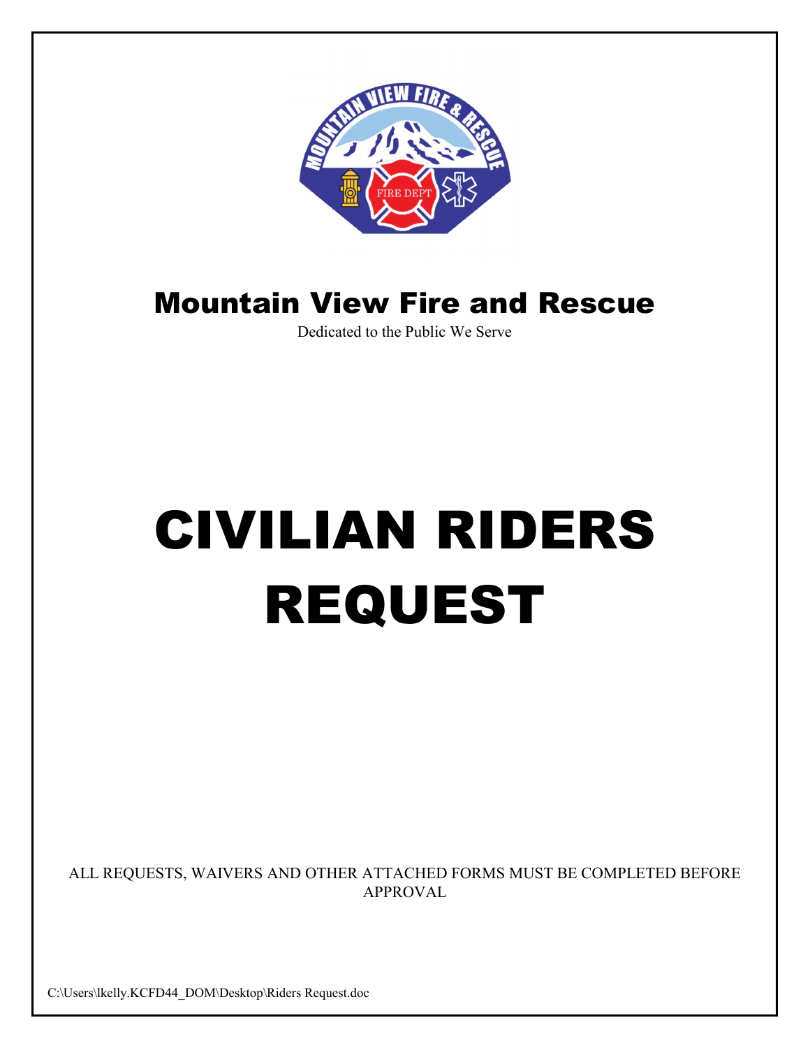# Mountain View Fire and Rescue

Dedicated to the Public We Serve

# CIVILIAN RIDERS REQUEST

ALL REQUESTS, WAIVERS AND OTHER ATTACHED FORMS MUST BE COMPLETED BEFORE APPROVAL

C:\Users\lkelly.KCFD44_DOM\Desktop\Riders Request.doc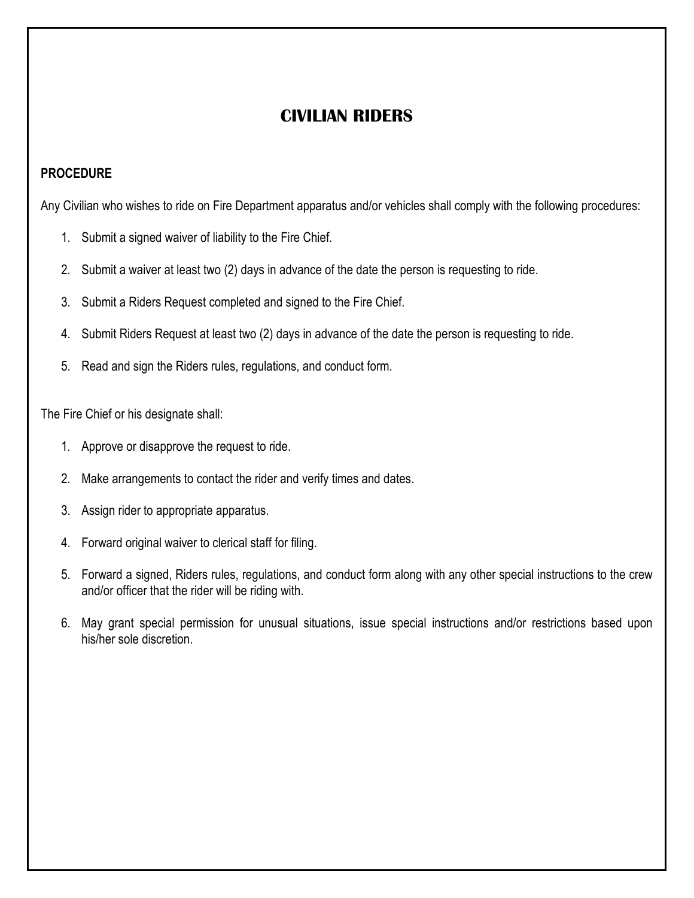# CIVILIAN RIDERS

### PROCEDURE

Any Civilian who wishes to ride on Fire Department apparatus and/or vehicles shall comply with the following procedures:

1. Submit a signed waiver of liability to the Fire Chief.
2. Submit a waiver at least two (2) days in advance of the date the person is requesting to ride.
3. Submit a Riders Request completed and signed to the Fire Chief.
4. Submit Riders Request at least two (2) days in advance of the date the person is requesting to ride.
5. Read and sign the Riders rules, regulations, and conduct form.

The Fire Chief or his designate shall:

1. Approve or disapprove the request to ride.
2. Make arrangements to contact the rider and verify times and dates.
3. Assign rider to appropriate apparatus.
4. Forward original waiver to clerical staff for filing.
5. Forward a signed, Riders rules, regulations, and conduct form along with any other special instructions to the crew and/or officer that the rider will be riding with.
6. May grant special permission for unusual situations, issue special instructions and/or restrictions based upon his/her sole discretion.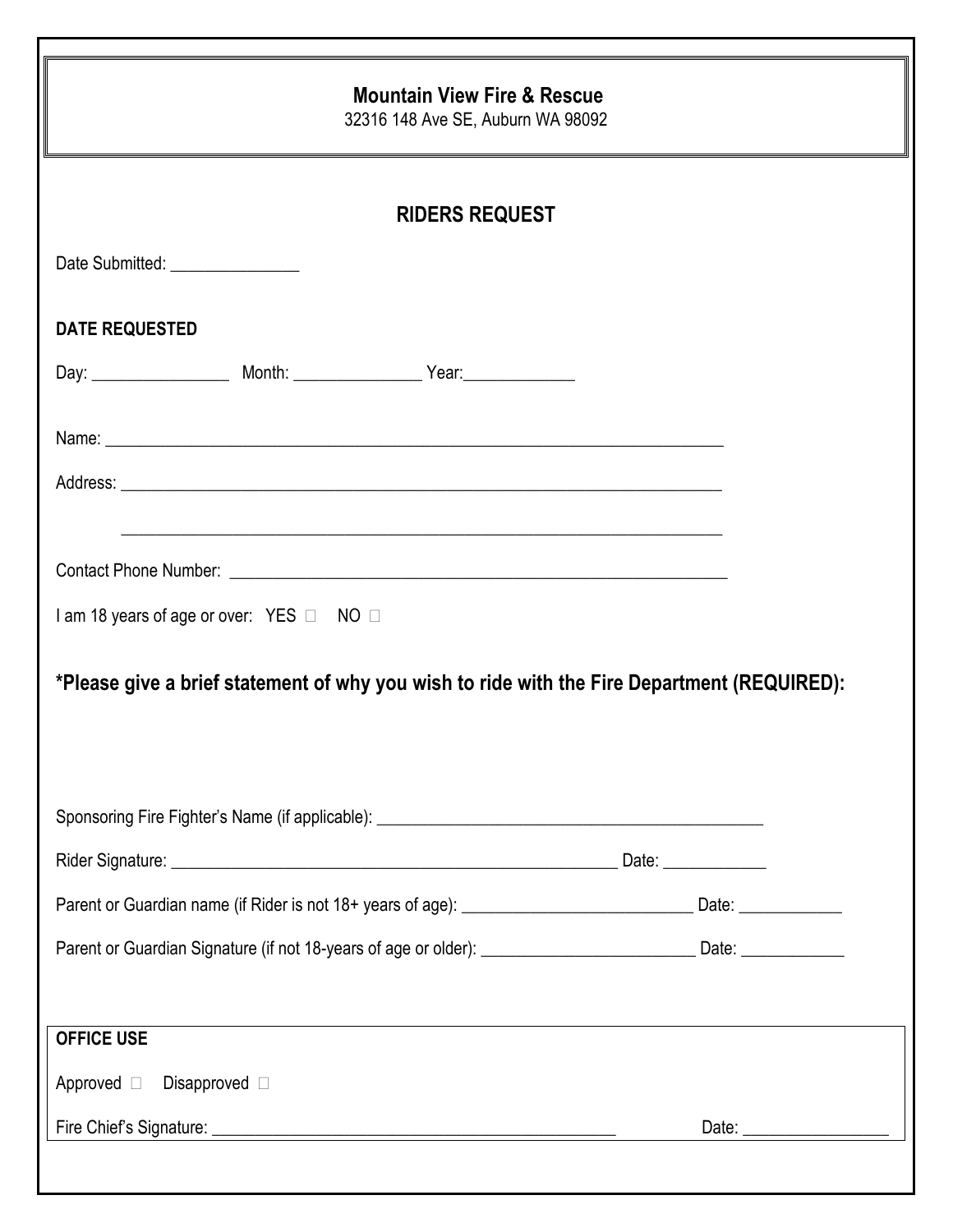**Mountain View Fire & Rescue**
32316 148 Ave SE, Auburn WA 98092

## RIDERS REQUEST

Date Submitted: _______________

**DATE REQUESTED**

Day: ________________ Month: _______________ Year:_____________

Name: ___________________________________________________________________________

Address: _________________________________________________________________________

_________________________________________________________________________

Contact Phone Number: _____________________________________________________________

I am 18 years of age or over: YES ☐ NO ☐

**\*Please give a brief statement of why you wish to ride with the Fire Department (REQUIRED):**

Sponsoring Fire Fighter's Name (if applicable): _____________________________________________

Rider Signature: ______________________________________________________ Date: ____________

Parent or Guardian name (if Rider is not 18+ years of age): ___________________________ Date: ____________

Parent or Guardian Signature (if not 18-years of age or older): _________________________ Date: ____________

**OFFICE USE**

Approved ☐ Disapproved ☐

Fire Chief's Signature: ________________________________________________ Date: _________________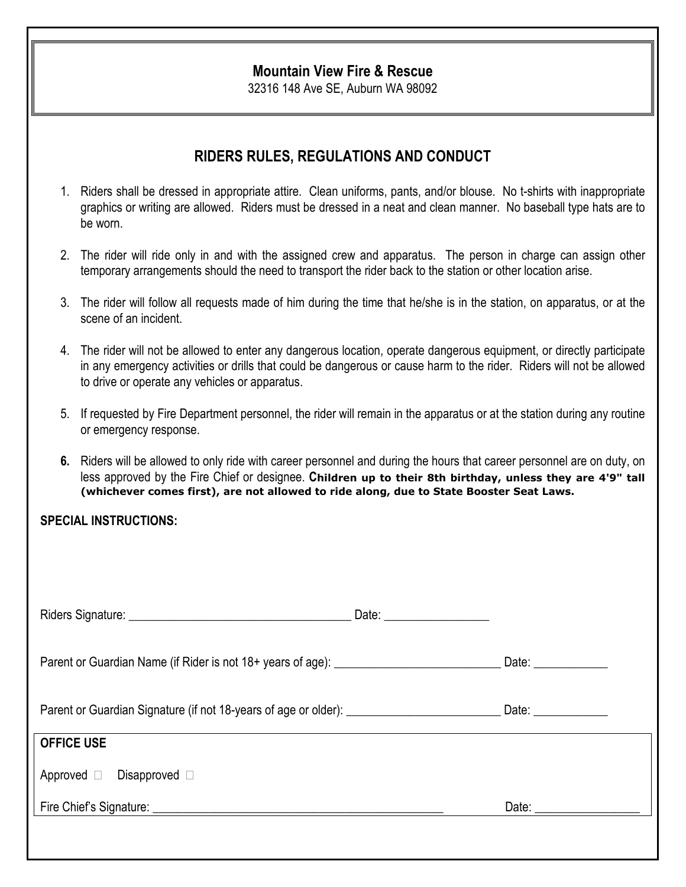## Mountain View Fire & Rescue

32316 148 Ave SE, Auburn WA 98092

## RIDERS RULES, REGULATIONS AND CONDUCT

1. Riders shall be dressed in appropriate attire. Clean uniforms, pants, and/or blouse. No t-shirts with inappropriate graphics or writing are allowed. Riders must be dressed in a neat and clean manner. No baseball type hats are to be worn.

2. The rider will ride only in and with the assigned crew and apparatus. The person in charge can assign other temporary arrangements should the need to transport the rider back to the station or other location arise.

3. The rider will follow all requests made of him during the time that he/she is in the station, on apparatus, or at the scene of an incident.

4. The rider will not be allowed to enter any dangerous location, operate dangerous equipment, or directly participate in any emergency activities or drills that could be dangerous or cause harm to the rider. Riders will not be allowed to drive or operate any vehicles or apparatus.

5. If requested by Fire Department personnel, the rider will remain in the apparatus or at the station during any routine or emergency response.

6. Riders will be allowed to only ride with career personnel and during the hours that career personnel are on duty, on less approved by the Fire Chief or designee. **Children up to their 8th birthday, unless they are 4'9" tall (whichever comes first), are not allowed to ride along, due to State Booster Seat Laws.**

**SPECIAL INSTRUCTIONS:**

Riders Signature: ____________________________________ Date: _________________

Parent or Guardian Name (if Rider is not 18+ years of age): ___________________________ Date: ____________

Parent or Guardian Signature (if not 18-years of age or older): _________________________ Date: ____________

**OFFICE USE**

Approved ☐ Disapproved ☐

Fire Chief's Signature: _________________________________________________ Date: _________________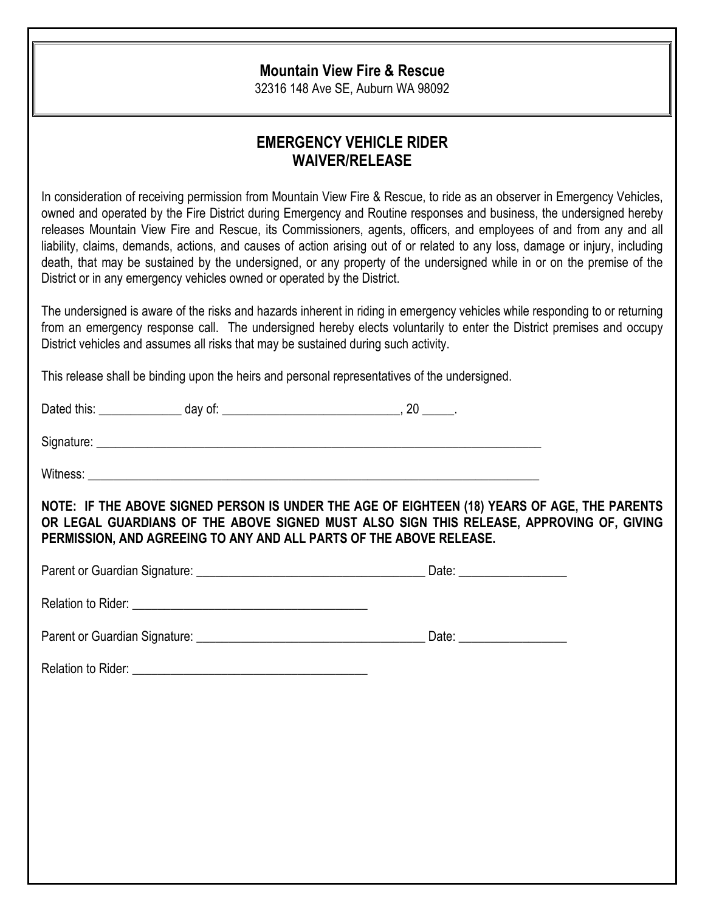**Mountain View Fire & Rescue**
32316 148 Ave SE, Auburn WA 98092

## EMERGENCY VEHICLE RIDER WAIVER/RELEASE

In consideration of receiving permission from Mountain View Fire & Rescue, to ride as an observer in Emergency Vehicles, owned and operated by the Fire District during Emergency and Routine responses and business, the undersigned hereby releases Mountain View Fire and Rescue, its Commissioners, agents, officers, and employees of and from any and all liability, claims, demands, actions, and causes of action arising out of or related to any loss, damage or injury, including death, that may be sustained by the undersigned, or any property of the undersigned while in or on the premise of the District or in any emergency vehicles owned or operated by the District.

The undersigned is aware of the risks and hazards inherent in riding in emergency vehicles while responding to or returning from an emergency response call. The undersigned hereby elects voluntarily to enter the District premises and occupy District vehicles and assumes all risks that may be sustained during such activity.

This release shall be binding upon the heirs and personal representatives of the undersigned.

Dated this: _____________ day of: ____________________________, 20 _____.

Signature: ___________________________________________________________________________

Witness: ____________________________________________________________________________

**NOTE: IF THE ABOVE SIGNED PERSON IS UNDER THE AGE OF EIGHTEEN (18) YEARS OF AGE, THE PARENTS OR LEGAL GUARDIANS OF THE ABOVE SIGNED MUST ALSO SIGN THIS RELEASE, APPROVING OF, GIVING PERMISSION, AND AGREEING TO ANY AND ALL PARTS OF THE ABOVE RELEASE.**

Parent or Guardian Signature: _____________________________________ Date: _________________

Relation to Rider: ______________________________________

Parent or Guardian Signature: _____________________________________ Date: _________________

Relation to Rider: ______________________________________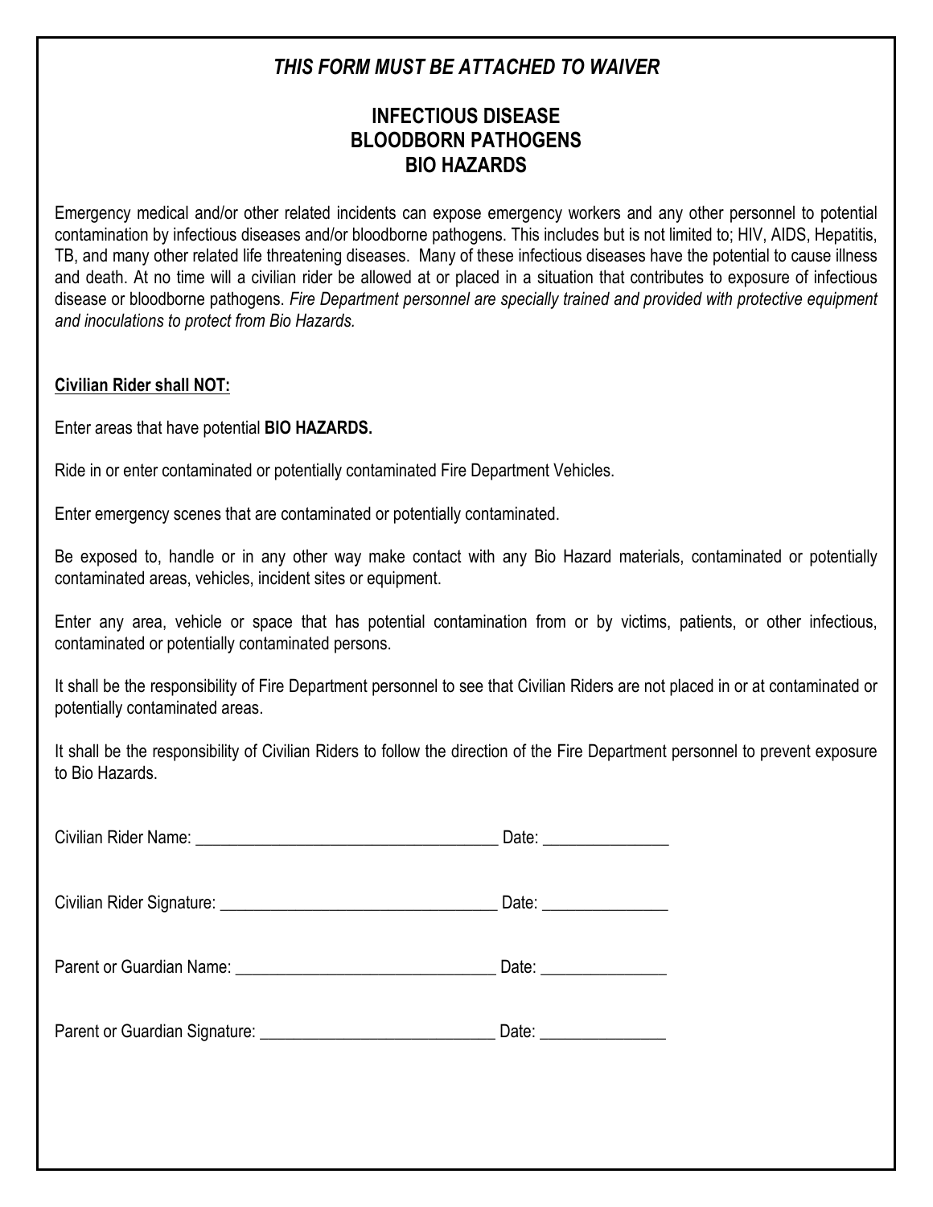***THIS FORM MUST BE ATTACHED TO WAIVER***

## INFECTIOUS DISEASE
## BLOODBORN PATHOGENS
## BIO HAZARDS

Emergency medical and/or other related incidents can expose emergency workers and any other personnel to potential contamination by infectious diseases and/or bloodborne pathogens. This includes but is not limited to; HIV, AIDS, Hepatitis, TB, and many other related life threatening diseases. Many of these infectious diseases have the potential to cause illness and death. At no time will a civilian rider be allowed at or placed in a situation that contributes to exposure of infectious disease or bloodborne pathogens. *Fire Department personnel are specially trained and provided with protective equipment and inoculations to protect from Bio Hazards.*

**Civilian Rider shall NOT:**

Enter areas that have potential **BIO HAZARDS.**

Ride in or enter contaminated or potentially contaminated Fire Department Vehicles.

Enter emergency scenes that are contaminated or potentially contaminated.

Be exposed to, handle or in any other way make contact with any Bio Hazard materials, contaminated or potentially contaminated areas, vehicles, incident sites or equipment.

Enter any area, vehicle or space that has potential contamination from or by victims, patients, or other infectious, contaminated or potentially contaminated persons.

It shall be the responsibility of Fire Department personnel to see that Civilian Riders are not placed in or at contaminated or potentially contaminated areas.

It shall be the responsibility of Civilian Riders to follow the direction of the Fire Department personnel to prevent exposure to Bio Hazards.

Civilian Rider Name: ____________________________________ Date: _______________

Civilian Rider Signature: _________________________________ Date: _______________

Parent or Guardian Name: _______________________________ Date: _______________

Parent or Guardian Signature: ____________________________ Date: _______________